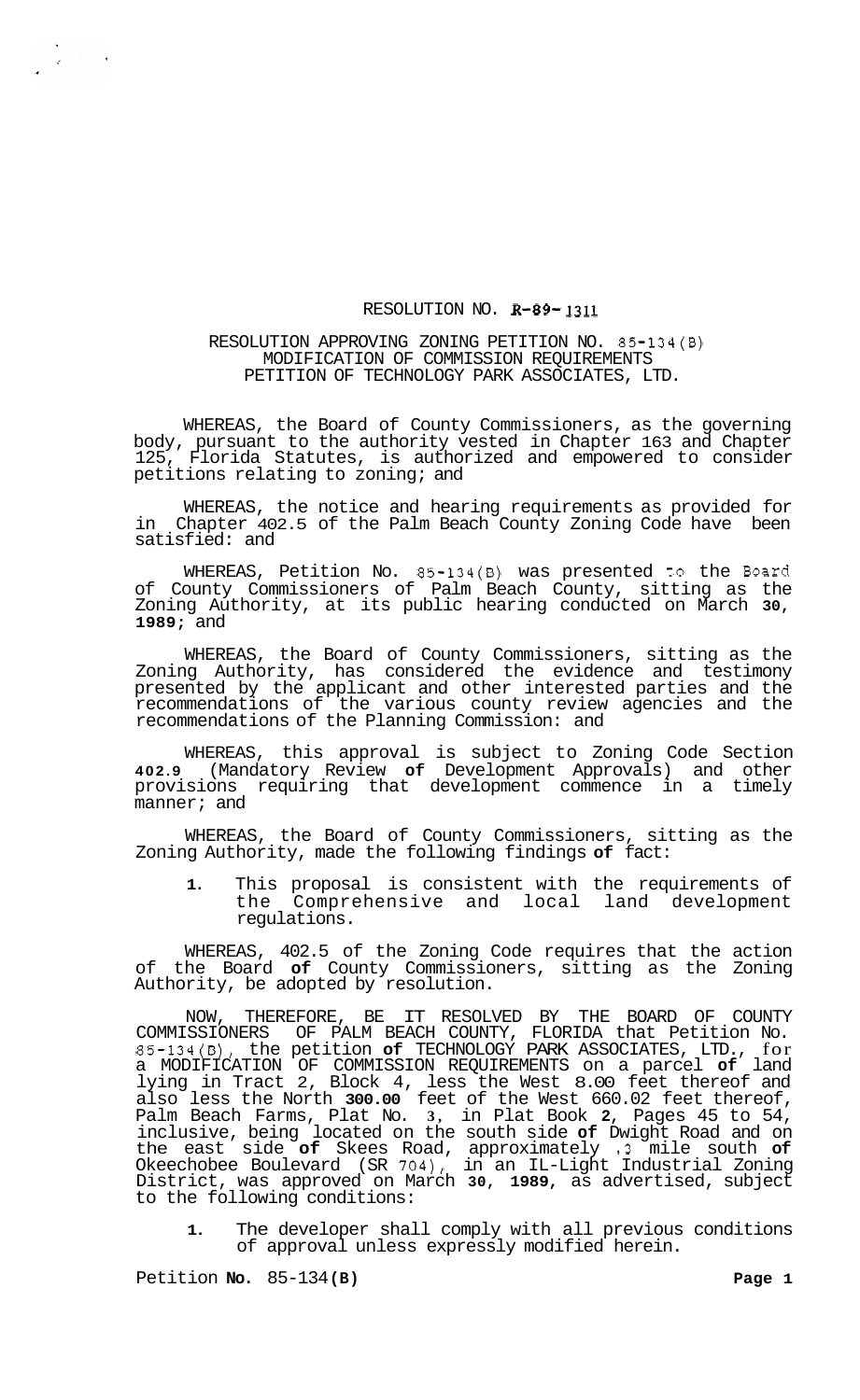RESOLUTION NO. R-89-1311

RESOLUTION APPROVING ZONING PETITION NO. 85-134(B)
MODIFICATION OF COMMISSION REQUIREMENTS
PETITION OF TECHNOLOGY PARK ASSOCIATES, LTD.

WHEREAS, the Board of County Commissioners, as the governing body, pursuant to the authority vested in Chapter 163 and Chapter 125, Florida Statutes, is authorized and empowered to consider petitions relating to zoning; and

WHEREAS, the notice and hearing requirements as provided for in Chapter 402.5 of the Palm Beach County Zoning Code have been satisfied: and

WHEREAS, Petition No. 85-134(B) was presented to the Board of County Commissioners of Palm Beach County, sitting as the Zoning Authority, at its public hearing conducted on March **30**, **1989;** and

WHEREAS, the Board of County Commissioners, sitting as the Zoning Authority, has considered the evidence and testimony presented by the applicant and other interested parties and the recommendations of the various county review agencies and the recommendations of the Planning Commission: and

WHEREAS, this approval is subject to Zoning Code Section **402.9** (Mandatory Review **of** Development Approvals) and other provisions requiring that development commence in a timely manner; and

WHEREAS, the Board of County Commissioners, sitting as the Zoning Authority, made the following findings **of** fact:

1. This proposal is consistent with the requirements of the Comprehensive and local land development regulations.

WHEREAS, 402.5 of the Zoning Code requires that the action of the Board **of** County Commissioners, sitting as the Zoning Authority, be adopted by resolution.

NOW, THEREFORE, BE IT RESOLVED BY THE BOARD OF COUNTY COMMISSIONERS OF PALM BEACH COUNTY, FLORIDA that Petition No. 85-134(B), the petition **of** TECHNOLOGY PARK ASSOCIATES, LTD., for a MODIFICATION OF COMMISSION REQUIREMENTS on a parcel **of** land lying in Tract 2, Block 4, less the West 8.00 feet thereof and also less the North **300.00** feet of the West 660.02 feet thereof, Palm Beach Farms, Plat No. 3, in Plat Book **2**, Pages 45 to 54, inclusive, being located on the south side **of** Dwight Road and on the east side **of** Skees Road, approximately .3 mile south **of** Okeechobee Boulevard (SR 704), in an IL-Light Industrial Zoning District, was approved on March **30**, **1989**, as advertised, subject to the following conditions:

1. The developer shall comply with all previous conditions of approval unless expressly modified herein.

Petition **No.** 85-134 **(B)**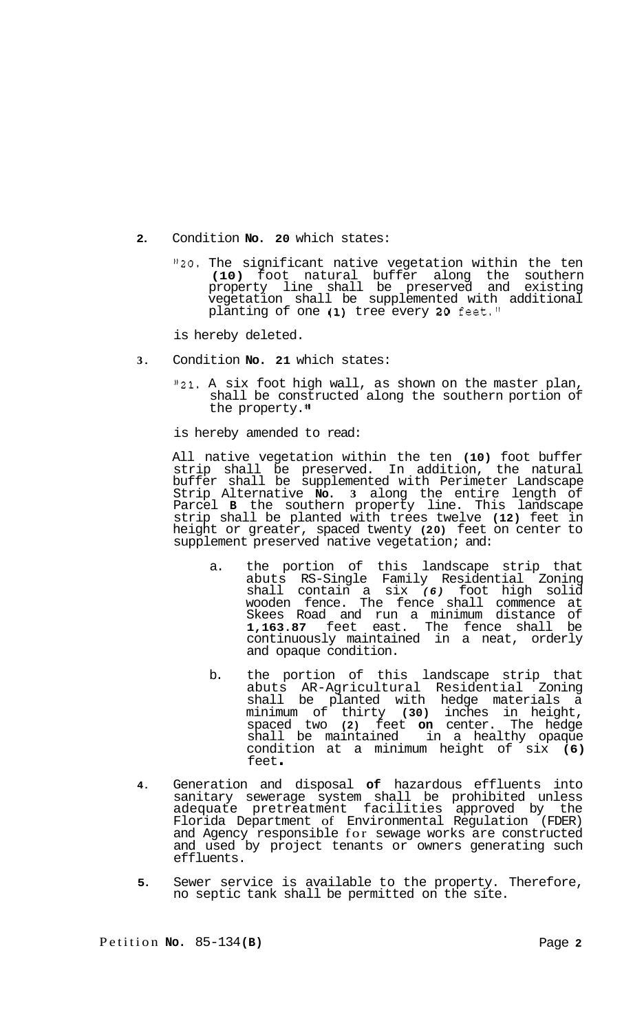2. Condition **No. 20** which states:

   "20. The significant native vegetation within the ten **(10)** foot natural buffer along the southern property line shall be preserved and existing vegetation shall be supplemented with additional planting of one (1) tree every 20 feet."

   is hereby deleted.

3. Condition **No. 21** which states:

   "21. A six foot high wall, as shown on the master plan, shall be constructed along the southern portion of the property."

   is hereby amended to read:

   All native vegetation within the ten **(10)** foot buffer strip shall be preserved. In addition, the natural buffer shall be supplemented with Perimeter Landscape Strip Alternative **No. 3** along the entire length of Parcel **B** the southern property line. This landscape strip shall be planted with trees twelve **(12)** feet in height or greater, spaced twenty **(20)** feet on center to supplement preserved native vegetation; and:

   a. the portion of this landscape strip that abuts RS-Single Family Residential Zoning shall contain a six *(6)* foot high solid wooden fence. The fence shall commence at Skees Road and run a minimum distance of **1,163.87** feet east. The fence shall be continuously maintained in a neat, orderly and opaque condition.

   b. the portion of this landscape strip that abuts AR-Agricultural Residential Zoning shall be planted with hedge materials a minimum of thirty **(30)** inches in height, spaced two **(2)** feet **on** center. The hedge shall be maintained in a healthy opaque condition at a minimum height of six **(6)** feet.

4. Generation and disposal **of** hazardous effluents into sanitary sewerage system shall be prohibited unless adequate pretreatment facilities approved by the Florida Department of Environmental Regulation (FDER) and Agency responsible for sewage works are constructed and used by project tenants or owners generating such effluents.

5. Sewer service is available to the property. Therefore, no septic tank shall be permitted on the site.

Petition **No.** 85-134 **(B)**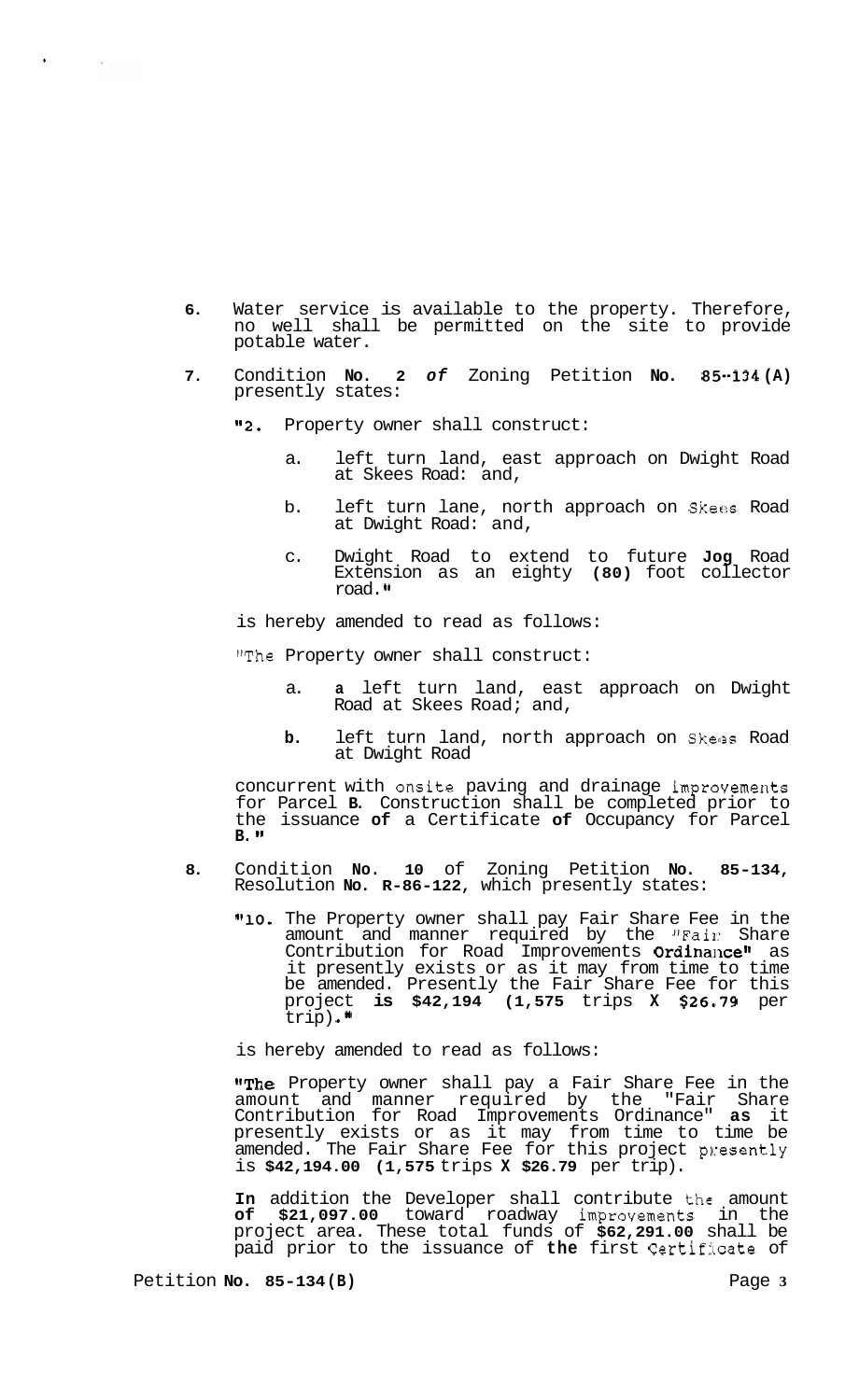6. Water service is available to the property. Therefore, no well shall be permitted on the site to provide potable water.

7. Condition **No. 2** *of* Zoning Petition **No. 85-134(A)** presently states:

   "**2.** Property owner shall construct:

   a. left turn land, east approach on Dwight Road at Skees Road: and,

   b. left turn lane, north approach on Skees Road at Dwight Road: and,

   c. Dwight Road to extend to future **Jog** Road Extension as an eighty **(80)** foot collector road."

   is hereby amended to read as follows:

   "The Property owner shall construct:

   a. **a** left turn land, east approach on Dwight Road at Skees Road; and,

   **b.** left turn land, north approach on Skees Road at Dwight Road

   concurrent with onsite paving and drainage improvements for Parcel **B.** Construction shall be completed prior to the issuance **of** a Certificate **of** Occupancy for Parcel **B.**"

8. Condition **No. 10** of Zoning Petition **No. 85-134,** Resolution **No. R-86-122,** which presently states:

   "**10.** The Property owner shall pay Fair Share Fee in the amount and manner required by the "Fair Share Contribution for Road Improvements **Ordinance**" as it presently exists or as it may from time to time be amended. Presently the Fair Share Fee for this project **is $42,194 (1,575** trips **X $26.79** per trip)."

   is hereby amended to read as follows:

   "**The** Property owner shall pay a Fair Share Fee in the amount and manner required by the "Fair Share Contribution for Road Improvements Ordinance" **as** it presently exists or as it may from time to time be amended. The Fair Share Fee for this project presently is **$42,194.00 (1,575** trips **X $26.79** per trip).

   **In** addition the Developer shall contribute the amount **of $21,097.00** toward roadway improvements in the project area. These total funds of **$62,291.00** shall be paid prior to the issuance of **the** first Certificate of

Petition **No. 85-134(B)**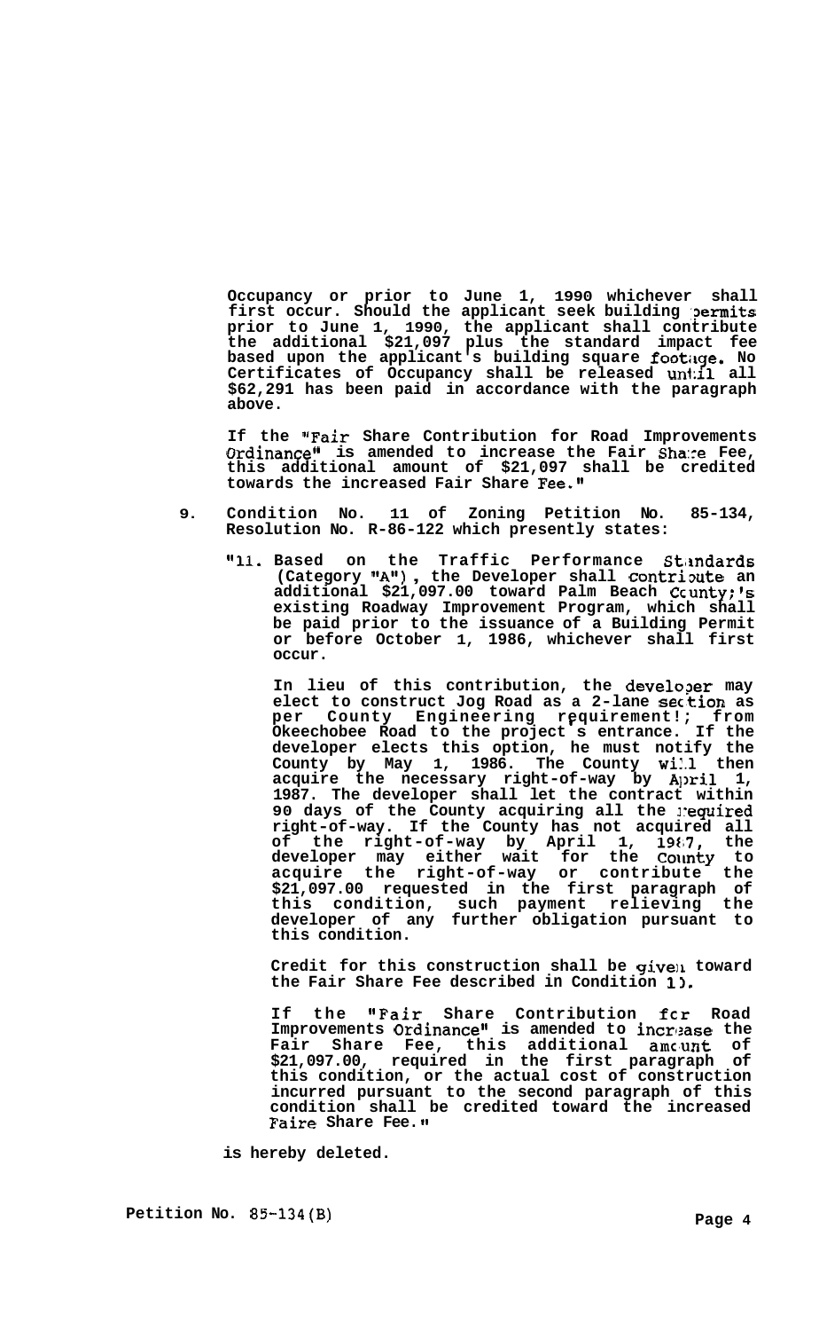**Occupancy or prior to June 1, 1990 whichever shall first occur. Should the applicant seek building permits prior to June 1, 1990, the applicant shall contribute the additional $21,097 plus the standard impact fee based upon the applicant's building square footage. No Certificates of Occupancy shall be released until all $62,291 has been paid in accordance with the paragraph above.**

**If the "Fair Share Contribution for Road Improvements Ordinance" is amended to increase the Fair Share Fee, this additional amount of $21,097 shall be credited towards the increased Fair Share Fee."**

**9. Condition No. 11 of Zoning Petition No. 85-134, Resolution No. R-86-122 which presently states:**

**"11. Based on the Traffic Performance Standards (Category "A"), the Developer shall contribute an additional $21,097.00 toward Palm Beach County's existing Roadway Improvement Program, which shall be paid prior to the issuance of a Building Permit or before October 1, 1986, whichever shall first occur.**

**In lieu of this contribution, the developer may elect to construct Jog Road as a 2-lane section as per County Engineering requirements from Okeechobee Road to the project's entrance. If the developer elects this option, he must notify the County by May 1, 1986. The County will then acquire the necessary right-of-way by April 1, 1987. The developer shall let the contract within 90 days of the County acquiring all the required right-of-way. If the County has not acquired all of the right-of-way by April 1, 1987, the developer may either wait for the County to acquire the right-of-way or contribute the $21,097.00 requested in the first paragraph of this condition, such payment relieving the developer of any further obligation pursuant to this condition.**

**Credit for this construction shall be given toward the Fair Share Fee described in Condition 10.**

**If the "Fair Share Contribution for Road Improvements Ordinance" is amended to increase the Fair Share Fee, this additional amount of $21,097.00, required in the first paragraph of this condition, or the actual cost of construction incurred pursuant to the second paragraph of this condition shall be credited toward the increased Faire Share Fee."**

**is hereby deleted.**

**Petition No. 85-134(B)**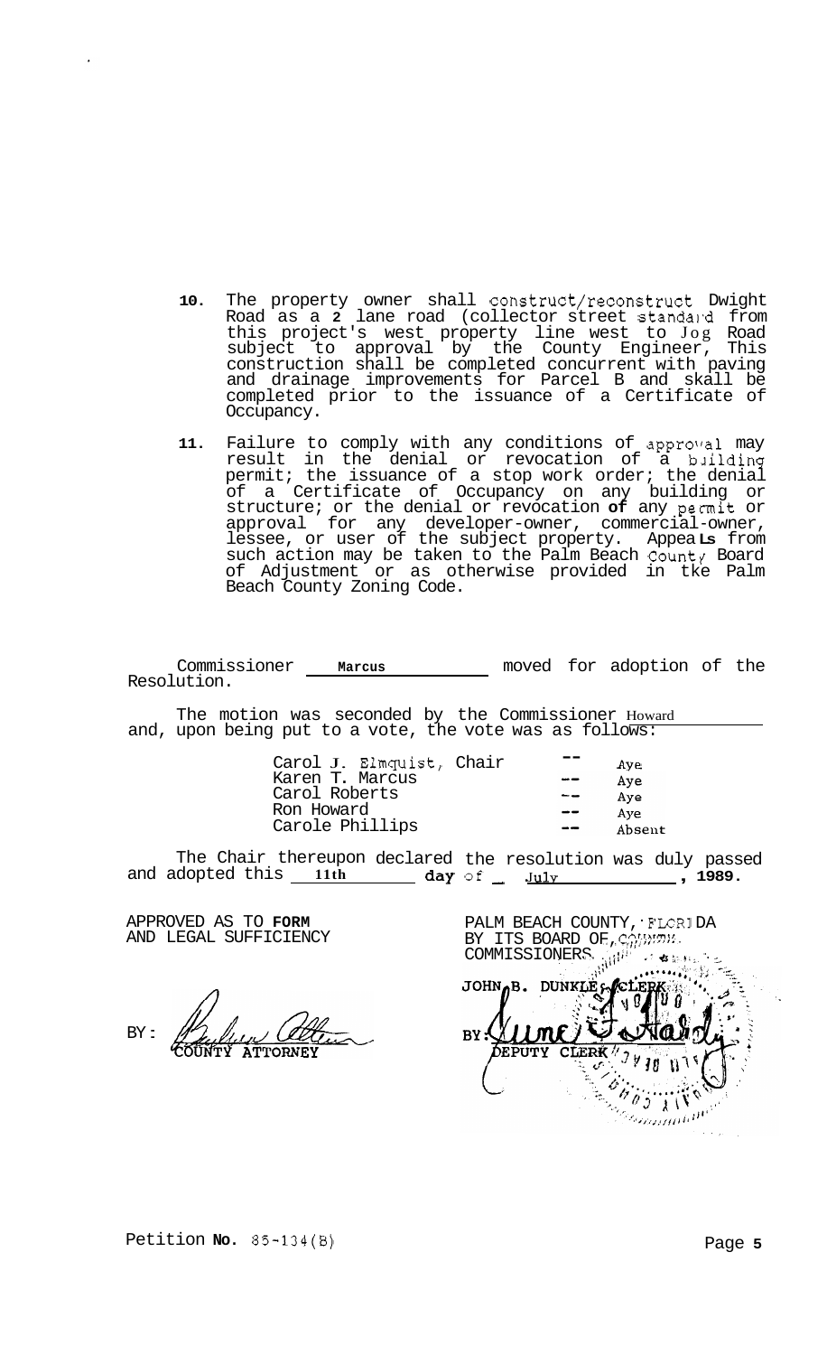10. The property owner shall construct/reconstruct Dwight Road as a 2 lane road (collector street standard from this project's west property line west to Jog Road subject to approval by the County Engineer, This construction shall be completed concurrent with paving and drainage improvements for Parcel B and skall be completed prior to the issuance of a Certificate of Occupancy.

11. Failure to comply with any conditions of approval may result in the denial or revocation of a building permit; the issuance of a stop work order; the denial of a Certificate of Occupancy on any building or structure; or the denial or revocation of any permit or approval for any developer-owner, commercial-owner, lessee, or user of the subject property. Appeals from such action may be taken to the Palm Beach County Board of Adjustment or as otherwise provided in tke Palm Beach County Zoning Code.

Commissioner Marcus moved for adoption of the Resolution.

The motion was seconded by the Commissioner Howard and, upon being put to a vote, the vote was as follows:

| | | |
|---|---|---|
| Carol J. Elmquist, Chair | -- | Aye |
| Karen T. Marcus | -- | Aye |
| Carol Roberts | -- | Aye |
| Ron Howard | -- | Aye |
| Carole Phillips | -- | Absent |

The Chair thereupon declared the resolution was duly passed and adopted this 11th day of July, 1989.

APPROVED AS TO FORM AND LEGAL SUFFICIENCY

BY: COUNTY ATTORNEY

PALM BEACH COUNTY, FLORIDA BY ITS BOARD OF COUNTY COMMISSIONERS

JOHN B. DUNKLE, CLERK

BY: DEPUTY CLERK

Petition No. 85-134(B)